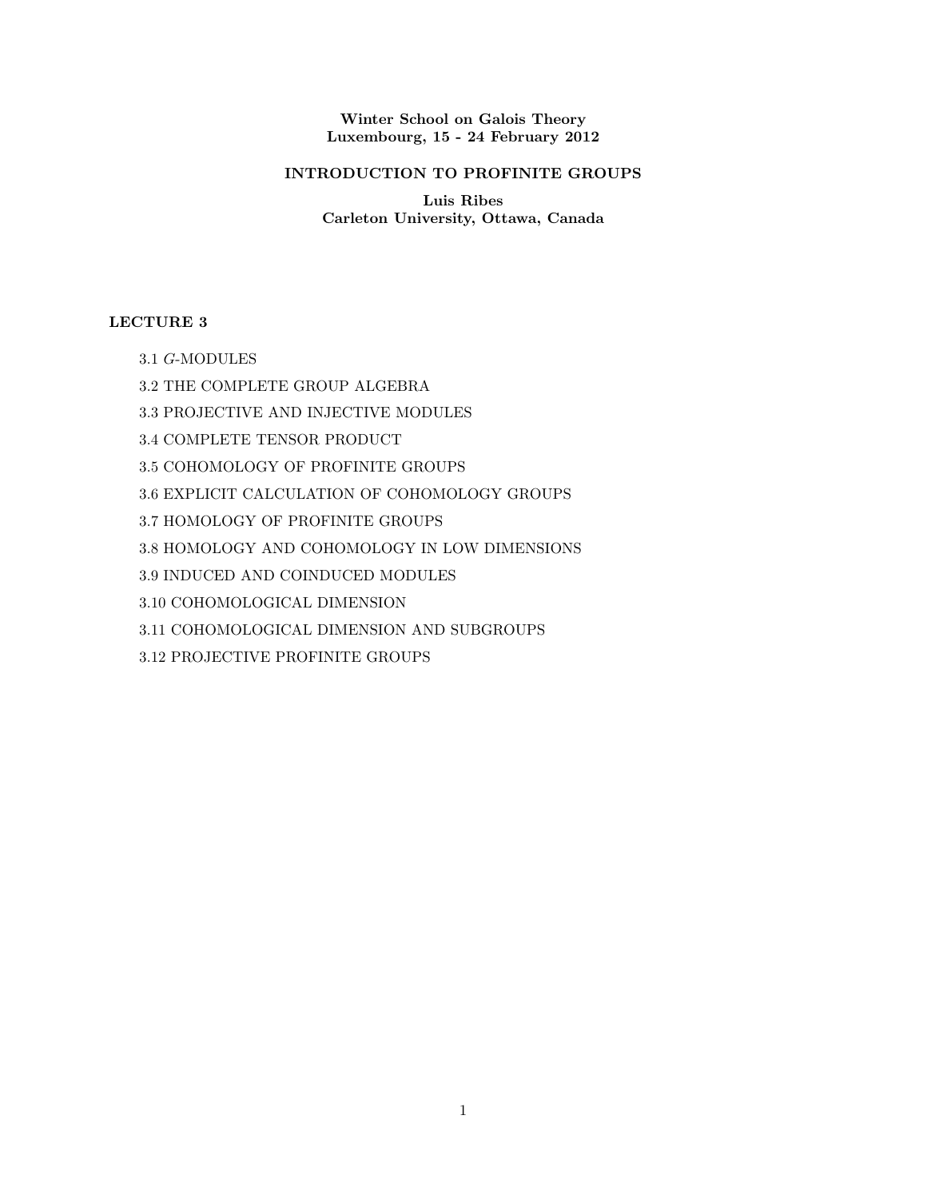**Winter School on Galois Theory**
**Luxembourg, 15 - 24 February 2012**

# INTRODUCTION TO PROFINITE GROUPS

**Luis Ribes**
**Carleton University, Ottawa, Canada**

## LECTURE 3

3.1 $G$-MODULES

3.2 THE COMPLETE GROUP ALGEBRA

3.3 PROJECTIVE AND INJECTIVE MODULES

3.4 COMPLETE TENSOR PRODUCT

3.5 COHOMOLOGY OF PROFINITE GROUPS

3.6 EXPLICIT CALCULATION OF COHOMOLOGY GROUPS

3.7 HOMOLOGY OF PROFINITE GROUPS

3.8 HOMOLOGY AND COHOMOLOGY IN LOW DIMENSIONS

3.9 INDUCED AND COINDUCED MODULES

3.10 COHOMOLOGICAL DIMENSION

3.11 COHOMOLOGICAL DIMENSION AND SUBGROUPS

3.12 PROJECTIVE PROFINITE GROUPS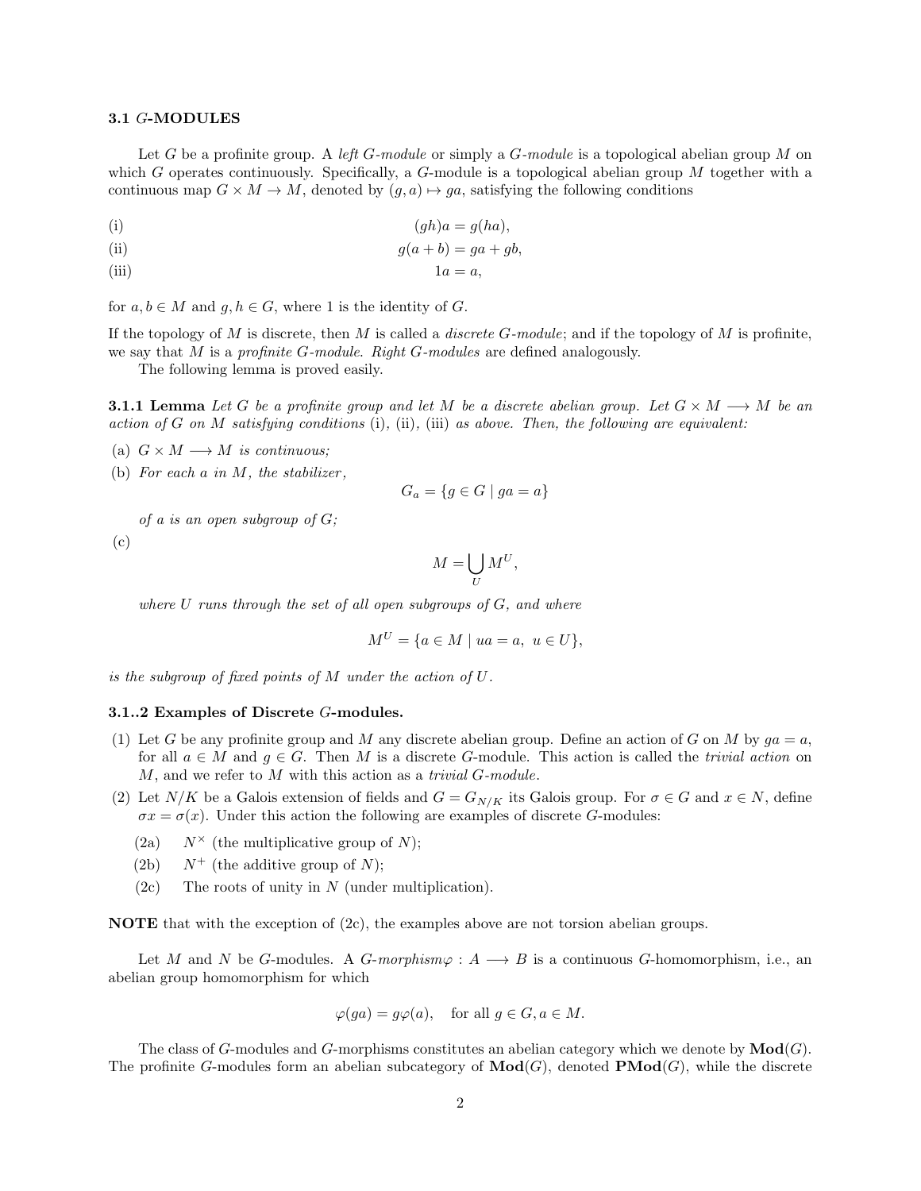### 3.1 $G$-MODULES

Let $G$ be a profinite group. A *left $G$-module* or simply a *$G$-module* is a topological abelian group $M$ on which $G$ operates continuously. Specifically, a $G$-module is a topological abelian group $M$ together with a continuous map $G \times M \to M$, denoted by $(g, a) \mapsto ga$, satisfying the following conditions

(i) $$(gh)a = g(ha),$$

(ii) $$g(a + b) = ga + gb,$$

(iii) $$1a = a,$$

for $a, b \in M$ and $g, h \in G$, where 1 is the identity of $G$.

If the topology of $M$ is discrete, then $M$ is called a *discrete $G$-module*; and if the topology of $M$ is profinite, we say that $M$ is a *profinite $G$-module*. *Right $G$-modules* are defined analogously.

The following lemma is proved easily.

**3.1.1 Lemma** *Let $G$ be a profinite group and let $M$ be a discrete abelian group. Let $G \times M \longrightarrow M$ be an action of $G$ on $M$ satisfying conditions* (i), (ii), (iii) *as above. Then, the following are equivalent:*

(a) *$G \times M \longrightarrow M$ is continuous;*

(b) *For each $a$ in $M$, the stabilizer,*
$$G_a = \{g \in G \mid ga = a\}$$
*of $a$ is an open subgroup of $G$;*

(c)
$$M = \bigcup_U M^U,$$
*where $U$ runs through the set of all open subgroups of $G$, and where*
$$M^U = \{a \in M \mid ua = a, \ u \in U\},$$
*is the subgroup of fixed points of $M$ under the action of $U$.*

#### 3.1..2 Examples of Discrete $G$-modules.

(1) Let $G$ be any profinite group and $M$ any discrete abelian group. Define an action of $G$ on $M$ by $ga = a$, for all $a \in M$ and $g \in G$. Then $M$ is a discrete $G$-module. This action is called the *trivial action* on $M$, and we refer to $M$ with this action as a *trivial $G$-module*.

(2) Let $N/K$ be a Galois extension of fields and $G = G_{N/K}$ its Galois group. For $\sigma \in G$ and $x \in N$, define $\sigma x = \sigma(x)$. Under this action the following are examples of discrete $G$-modules:

- (2a) $N^\times$ (the multiplicative group of $N$);
- (2b) $N^+$ (the additive group of $N$);
- (2c) The roots of unity in $N$ (under multiplication).

**NOTE** that with the exception of (2c), the examples above are not torsion abelian groups.

Let $M$ and $N$ be $G$-modules. A *$G$-morphism* $\varphi : A \longrightarrow B$ is a continuous $G$-homomorphism, i.e., an abelian group homomorphism for which

$$\varphi(ga) = g\varphi(a), \quad \text{for all } g \in G, a \in M.$$

The class of $G$-modules and $G$-morphisms constitutes an abelian category which we denote by $\mathbf{Mod}(G)$. The profinite $G$-modules form an abelian subcategory of $\mathbf{Mod}(G)$, denoted $\mathbf{PMod}(G)$, while the discrete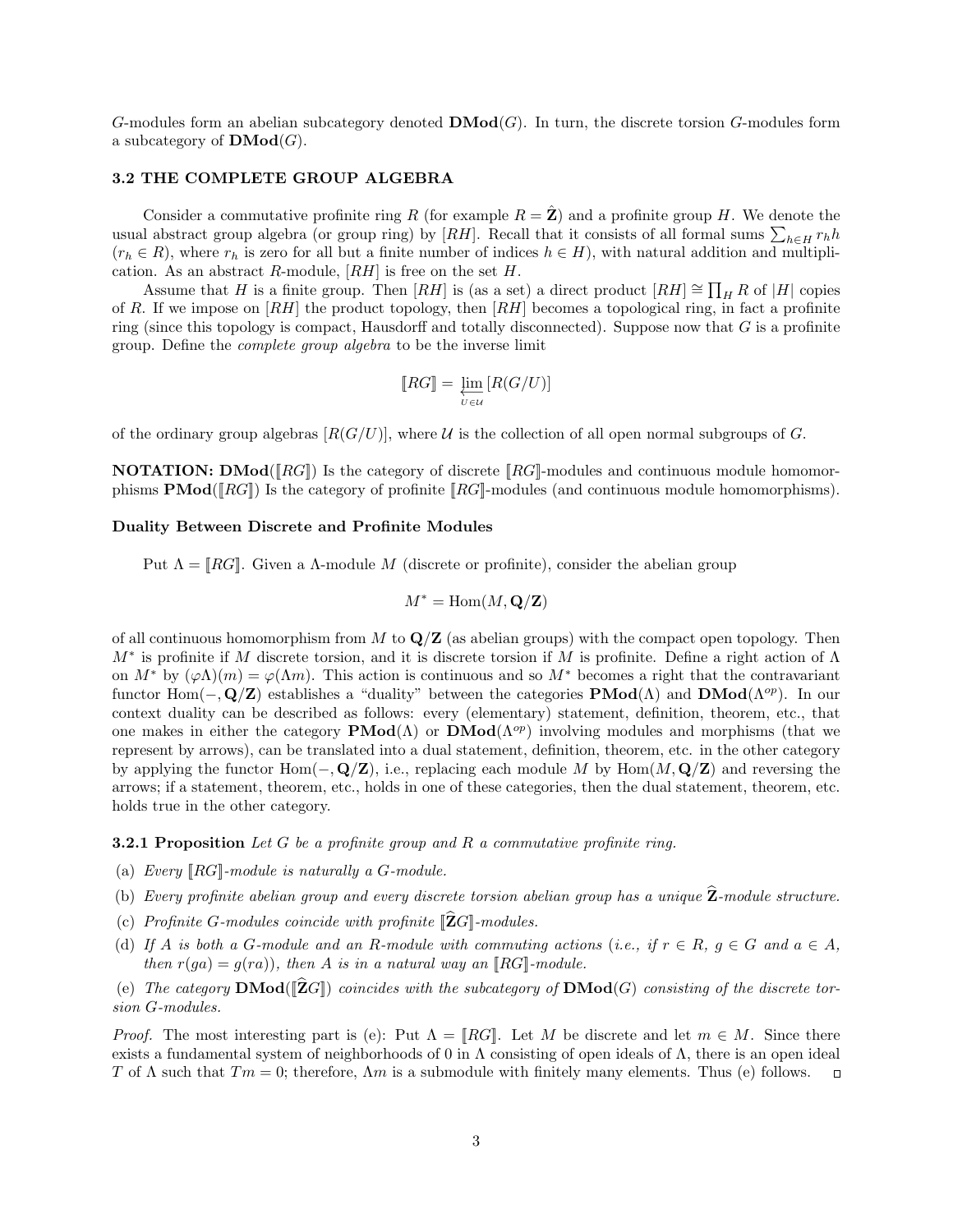$G$-modules form an abelian subcategory denoted $\mathbf{DMod}(G)$. In turn, the discrete torsion $G$-modules form a subcategory of $\mathbf{DMod}(G)$.

### 3.2 THE COMPLETE GROUP ALGEBRA

Consider a commutative profinite ring $R$ (for example $R = \hat{\mathbf{Z}}$) and a profinite group $H$. We denote the usual abstract group algebra (or group ring) by $[RH]$. Recall that it consists of all formal sums $\sum_{h \in H} r_h h$ ($r_h \in R$), where $r_h$ is zero for all but a finite number of indices $h \in H$), with natural addition and multiplication. As an abstract $R$-module, $[RH]$ is free on the set $H$.

Assume that $H$ is a finite group. Then $[RH]$ is (as a set) a direct product $[RH] \cong \prod_H R$ of $|H|$ copies of $R$. If we impose on $[RH]$ the product topology, then $[RH]$ becomes a topological ring, in fact a profinite ring (since this topology is compact, Hausdorff and totally disconnected). Suppose now that $G$ is a profinite group. Define the *complete group algebra* to be the inverse limit

$$[\![RG]\!] = \varprojlim_{U \in \mathcal{U}} [R(G/U)]$$

of the ordinary group algebras $[R(G/U)]$, where $\mathcal{U}$ is the collection of all open normal subgroups of $G$.

**NOTATION:** $\mathbf{DMod}([\![RG]\!])$ Is the category of discrete $[\![RG]\!]$-modules and continuous module homomorphisms $\mathbf{PMod}([\![RG]\!])$ Is the category of profinite $[\![RG]\!]$-modules (and continuous module homomorphisms).

#### Duality Between Discrete and Profinite Modules

Put $\Lambda = [\![RG]\!]$. Given a $\Lambda$-module $M$ (discrete or profinite), consider the abelian group

$$M^* = \operatorname{Hom}(M, \mathbf{Q}/\mathbf{Z})$$

of all continuous homomorphism from $M$ to $\mathbf{Q}/\mathbf{Z}$ (as abelian groups) with the compact open topology. Then $M^*$ is profinite if $M$ discrete torsion, and it is discrete torsion if $M$ is profinite. Define a right action of $\Lambda$ on $M^*$ by $(\varphi\Lambda)(m) = \varphi(\Lambda m)$. This action is continuous and so $M^*$ becomes a right that the contravariant functor $\operatorname{Hom}(-, \mathbf{Q}/\mathbf{Z})$ establishes a "duality" between the categories $\mathbf{PMod}(\Lambda)$ and $\mathbf{DMod}(\Lambda^{op})$. In our context duality can be described as follows: every (elementary) statement, definition, theorem, etc., that one makes in either the category $\mathbf{PMod}(\Lambda)$ or $\mathbf{DMod}(\Lambda^{op})$ involving modules and morphisms (that we represent by arrows), can be translated into a dual statement, definition, theorem, etc. in the other category by applying the functor $\operatorname{Hom}(-, \mathbf{Q}/\mathbf{Z})$, i.e., replacing each module $M$ by $\operatorname{Hom}(M, \mathbf{Q}/\mathbf{Z})$ and reversing the arrows; if a statement, theorem, etc., holds in one of these categories, then the dual statement, theorem, etc. holds true in the other category.

**3.2.1 Proposition** *Let $G$ be a profinite group and $R$ a commutative profinite ring.*

(a) *Every $[\![RG]\!]$-module is naturally a $G$-module.*

(b) *Every profinite abelian group and every discrete torsion abelian group has a unique $\widehat{\mathbf{Z}}$-module structure.*

(c) *Profinite $G$-modules coincide with profinite $[\![\widehat{\mathbf{Z}}G]\!]$-modules.*

(d) *If $A$ is both a $G$-module and an $R$-module with commuting actions (i.e., if $r \in R$, $g \in G$ and $a \in A$, then $r(ga) = g(ra)$), then $A$ is in a natural way an $[\![RG]\!]$-module.*

(e) *The category $\mathbf{DMod}([\![\widehat{\mathbf{Z}}G]\!])$ coincides with the subcategory of $\mathbf{DMod}(G)$ consisting of the discrete torsion $G$-modules.*

*Proof.* The most interesting part is (e): Put $\Lambda = [\![RG]\!]$. Let $M$ be discrete and let $m \in M$. Since there exists a fundamental system of neighborhoods of 0 in $\Lambda$ consisting of open ideals of $\Lambda$, there is an open ideal $T$ of $\Lambda$ such that $Tm = 0$; therefore, $\Lambda m$ is a submodule with finitely many elements. Thus (e) follows. $\square$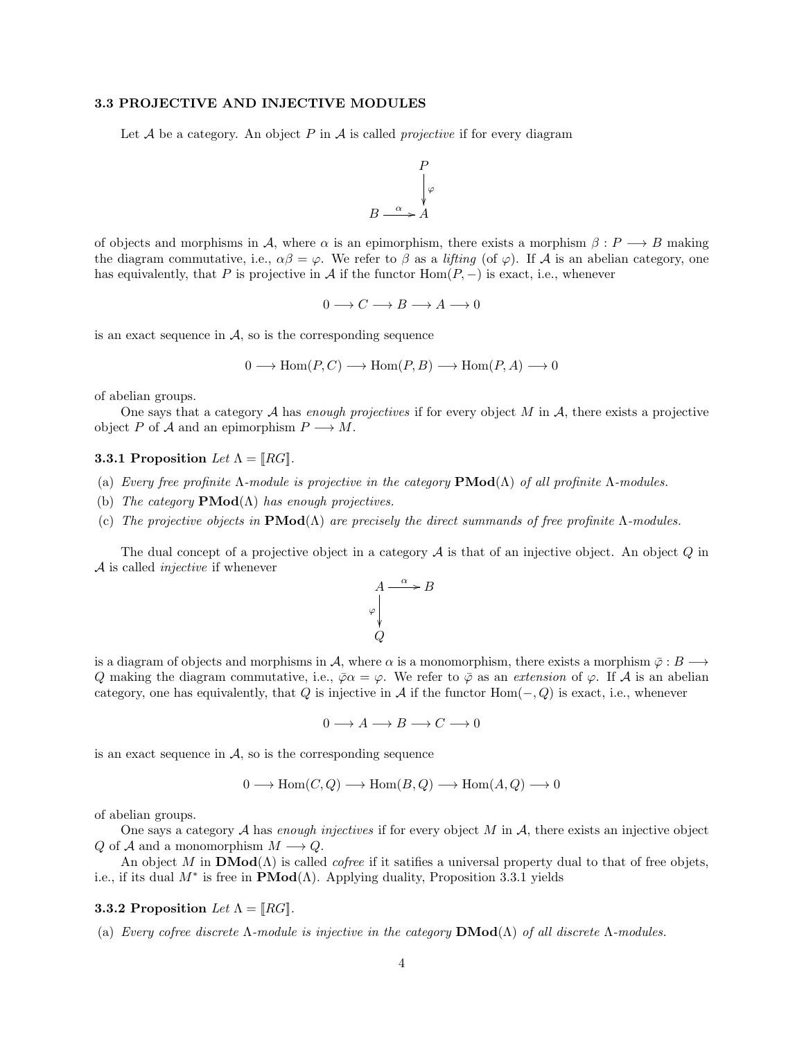### 3.3 PROJECTIVE AND INJECTIVE MODULES

Let $\mathcal{A}$ be a category. An object $P$ in $\mathcal{A}$ is called *projective* if for every diagram

$$\begin{array}{ccc} & & P \\ & & \downarrow \varphi \\ B & \xrightarrow{\alpha} & A \end{array}$$

of objects and morphisms in $\mathcal{A}$, where $\alpha$ is an epimorphism, there exists a morphism $\beta : P \longrightarrow B$ making the diagram commutative, i.e., $\alpha\beta = \varphi$. We refer to $\beta$ as a *lifting* (of $\varphi$). If $\mathcal{A}$ is an abelian category, one has equivalently, that $P$ is projective in $\mathcal{A}$ if the functor $\mathrm{Hom}(P, -)$ is exact, i.e., whenever

$$0 \longrightarrow C \longrightarrow B \longrightarrow A \longrightarrow 0$$

is an exact sequence in $\mathcal{A}$, so is the corresponding sequence

$$0 \longrightarrow \mathrm{Hom}(P, C) \longrightarrow \mathrm{Hom}(P, B) \longrightarrow \mathrm{Hom}(P, A) \longrightarrow 0$$

of abelian groups.

One says that a category $\mathcal{A}$ has *enough projectives* if for every object $M$ in $\mathcal{A}$, there exists a projective object $P$ of $\mathcal{A}$ and an epimorphism $P \longrightarrow M$.

**3.3.1 Proposition** *Let $\Lambda = [\![RG]\!]$.*

(a) *Every free profinite $\Lambda$-module is projective in the category $\mathbf{PMod}(\Lambda)$ of all profinite $\Lambda$-modules.*

(b) *The category $\mathbf{PMod}(\Lambda)$ has enough projectives.*

(c) *The projective objects in $\mathbf{PMod}(\Lambda)$ are precisely the direct summands of free profinite $\Lambda$-modules.*

The dual concept of a projective object in a category $\mathcal{A}$ is that of an injective object. An object $Q$ in $\mathcal{A}$ is called *injective* if whenever

$$\begin{array}{ccc} A & \xrightarrow{\alpha} & B \\ \varphi \downarrow & & \\ Q & & \end{array}$$

is a diagram of objects and morphisms in $\mathcal{A}$, where $\alpha$ is a monomorphism, there exists a morphism $\bar{\varphi} : B \longrightarrow Q$ making the diagram commutative, i.e., $\bar{\varphi}\alpha = \varphi$. We refer to $\bar{\varphi}$ as an *extension* of $\varphi$. If $\mathcal{A}$ is an abelian category, one has equivalently, that $Q$ is injective in $\mathcal{A}$ if the functor $\mathrm{Hom}(-, Q)$ is exact, i.e., whenever

$$0 \longrightarrow A \longrightarrow B \longrightarrow C \longrightarrow 0$$

is an exact sequence in $\mathcal{A}$, so is the corresponding sequence

$$0 \longrightarrow \mathrm{Hom}(C, Q) \longrightarrow \mathrm{Hom}(B, Q) \longrightarrow \mathrm{Hom}(A, Q) \longrightarrow 0$$

of abelian groups.

One says a category $\mathcal{A}$ has *enough injectives* if for every object $M$ in $\mathcal{A}$, there exists an injective object $Q$ of $\mathcal{A}$ and a monomorphism $M \longrightarrow Q$.

An object $M$ in $\mathbf{DMod}(\Lambda)$ is called *cofree* if it satifies a universal property dual to that of free objets, i.e., if its dual $M^*$ is free in $\mathbf{PMod}(\Lambda)$. Applying duality, Proposition 3.3.1 yields

**3.3.2 Proposition** *Let $\Lambda = [\![RG]\!]$.*

(a) *Every cofree discrete $\Lambda$-module is injective in the category $\mathbf{DMod}(\Lambda)$ of all discrete $\Lambda$-modules.*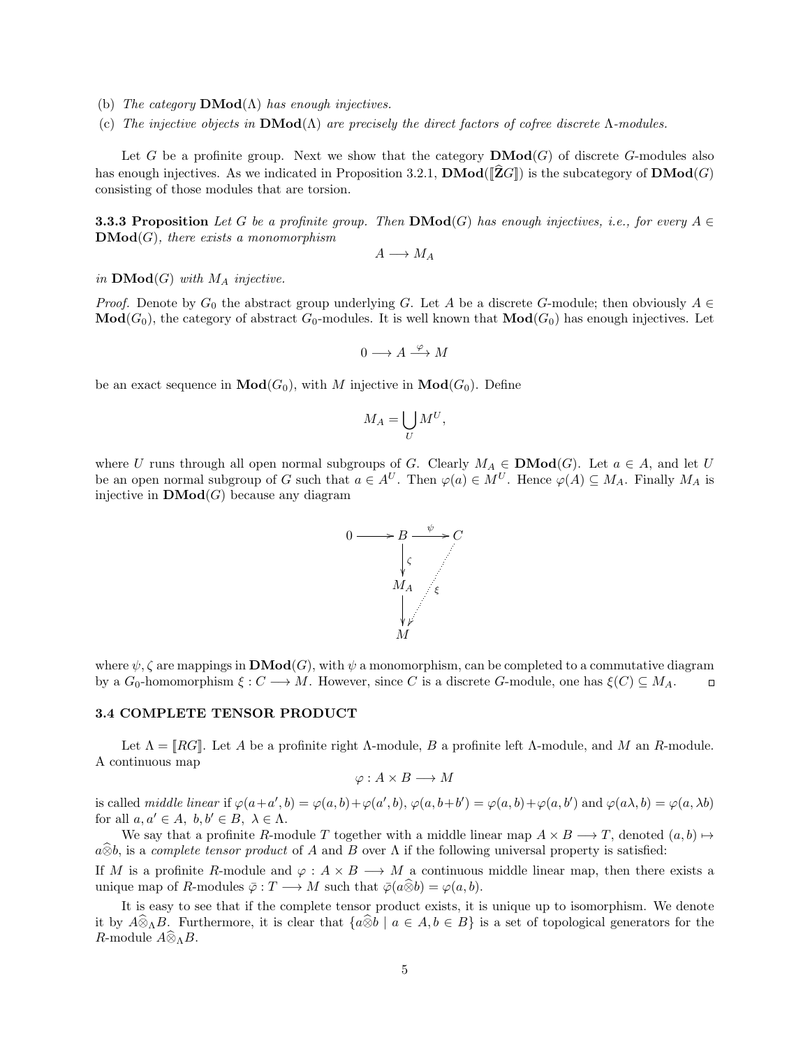(b) *The category* $\mathbf{DMod}(\Lambda)$ *has enough injectives.*

(c) *The injective objects in* $\mathbf{DMod}(\Lambda)$ *are precisely the direct factors of cofree discrete* $\Lambda$*-modules.*

Let $G$ be a profinite group. Next we show that the category $\mathbf{DMod}(G)$ of discrete $G$-modules also has enough injectives. As we indicated in Proposition 3.2.1, $\mathbf{DMod}([\![\widehat{\mathbf{Z}}G]\!])$ is the subcategory of $\mathbf{DMod}(G)$ consisting of those modules that are torsion.

**3.3.3 Proposition** *Let $G$ be a profinite group. Then $\mathbf{DMod}(G)$ has enough injectives, i.e., for every $A \in \mathbf{DMod}(G)$, there exists a monomorphism*

$$A \longrightarrow M_A$$

*in $\mathbf{DMod}(G)$ with $M_A$ injective.*

*Proof.* Denote by $G_0$ the abstract group underlying $G$. Let $A$ be a discrete $G$-module; then obviously $A \in \mathbf{Mod}(G_0)$, the category of abstract $G_0$-modules. It is well known that $\mathbf{Mod}(G_0)$ has enough injectives. Let

$$0 \longrightarrow A \xrightarrow{\varphi} M$$

be an exact sequence in $\mathbf{Mod}(G_0)$, with $M$ injective in $\mathbf{Mod}(G_0)$. Define

$$M_A = \bigcup_U M^U,$$

where $U$ runs through all open normal subgroups of $G$. Clearly $M_A \in \mathbf{DMod}(G)$. Let $a \in A$, and let $U$ be an open normal subgroup of $G$ such that $a \in A^U$. Then $\varphi(a) \in M^U$. Hence $\varphi(A) \subseteq M_A$. Finally $M_A$ is injective in $\mathbf{DMod}(G)$ because any diagram

$$\begin{array}{ccccc} 0 & \longrightarrow & B & \xrightarrow{\psi} & C \\ & & \downarrow{\scriptstyle\zeta} & \swarrow{\scriptstyle\xi} & \\ & & M_A & & \\ & & \downarrow & & \\ & & M & & \end{array}$$

where $\psi, \zeta$ are mappings in $\mathbf{DMod}(G)$, with $\psi$ a monomorphism, can be completed to a commutative diagram by a $G_0$-homomorphism $\xi : C \longrightarrow M$. However, since $C$ is a discrete $G$-module, one has $\xi(C) \subseteq M_A$. $\square$

### 3.4 COMPLETE TENSOR PRODUCT

Let $\Lambda = [\![RG]\!]$. Let $A$ be a profinite right $\Lambda$-module, $B$ a profinite left $\Lambda$-module, and $M$ an $R$-module. A continuous map

$$\varphi : A \times B \longrightarrow M$$

is called *middle linear* if $\varphi(a+a', b) = \varphi(a, b)+\varphi(a', b)$, $\varphi(a, b+b') = \varphi(a, b)+\varphi(a, b')$ and $\varphi(a\lambda, b) = \varphi(a, \lambda b)$ for all $a, a' \in A,\ b, b' \in B,\ \lambda \in \Lambda$.

We say that a profinite $R$-module $T$ together with a middle linear map $A \times B \longrightarrow T$, denoted $(a, b) \mapsto a\widehat{\otimes}b$, is a *complete tensor product* of $A$ and $B$ over $\Lambda$ if the following universal property is satisfied:

If $M$ is a profinite $R$-module and $\varphi : A \times B \longrightarrow M$ a continuous middle linear map, then there exists a unique map of $R$-modules $\bar{\varphi} : T \longrightarrow M$ such that $\bar{\varphi}(a\widehat{\otimes}b) = \varphi(a, b)$.

It is easy to see that if the complete tensor product exists, it is unique up to isomorphism. We denote it by $A\widehat{\otimes}_\Lambda B$. Furthermore, it is clear that $\{a\widehat{\otimes}b \mid a \in A, b \in B\}$ is a set of topological generators for the $R$-module $A\widehat{\otimes}_\Lambda B$.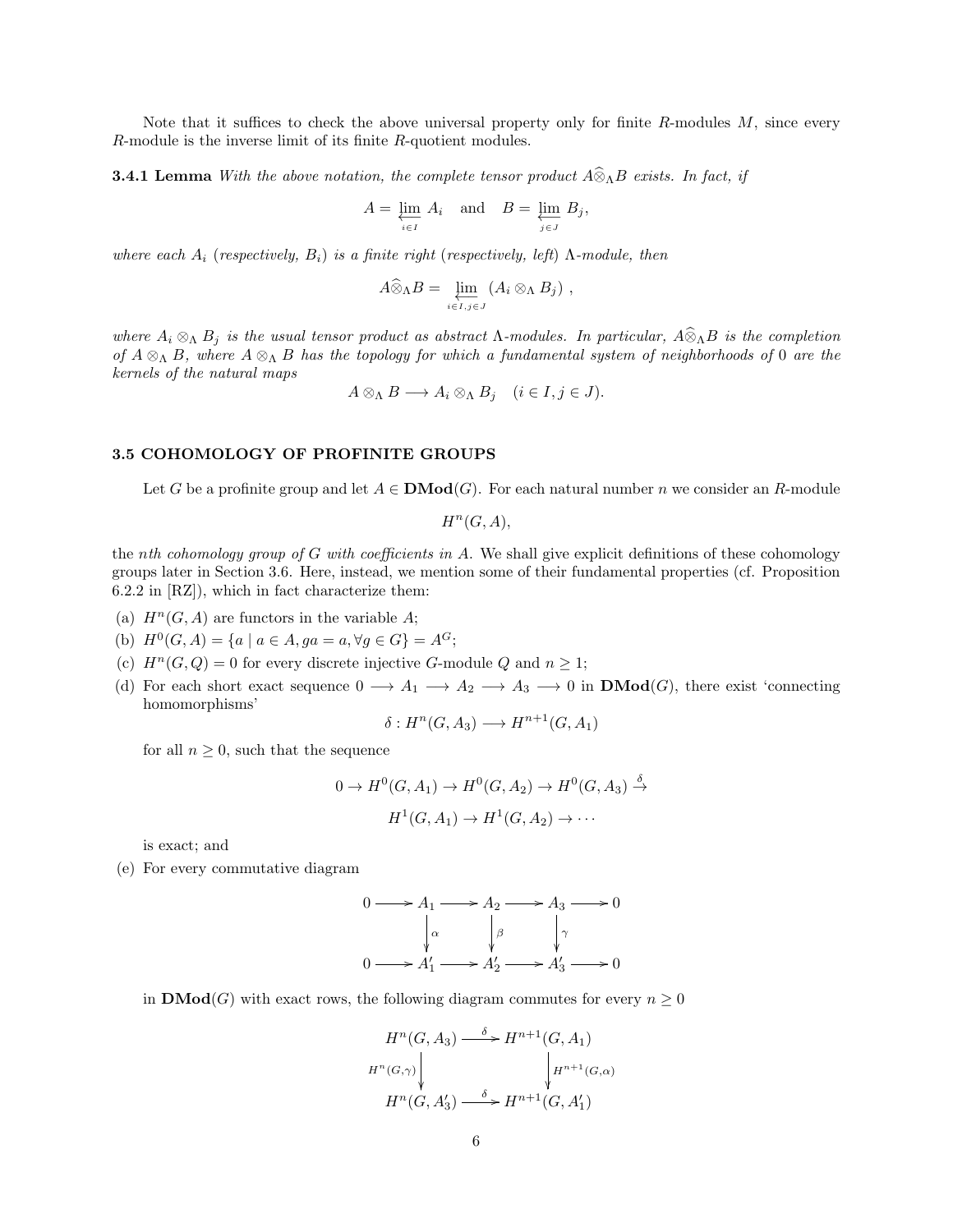Note that it suffices to check the above universal property only for finite $R$-modules $M$, since every $R$-module is the inverse limit of its finite $R$-quotient modules.

**3.4.1 Lemma** *With the above notation, the complete tensor product $A\widehat{\otimes}_\Lambda B$ exists. In fact, if*

$$A = \varprojlim_{i\in I} A_i \quad \text{and} \quad B = \varprojlim_{j\in J} B_j,$$

*where each $A_i$ (respectively, $B_i$) is a finite right (respectively, left) $\Lambda$-module, then*

$$A\widehat{\otimes}_\Lambda B = \varprojlim_{i\in I, j\in J} (A_i \otimes_\Lambda B_j) \ ,$$

*where $A_i \otimes_\Lambda B_j$ is the usual tensor product as abstract $\Lambda$-modules. In particular, $A\widehat{\otimes}_\Lambda B$ is the completion of $A \otimes_\Lambda B$, where $A \otimes_\Lambda B$ has the topology for which a fundamental system of neighborhoods of 0 are the kernels of the natural maps*

$$A \otimes_\Lambda B \longrightarrow A_i \otimes_\Lambda B_j \quad (i \in I, j \in J).$$

### 3.5 COHOMOLOGY OF PROFINITE GROUPS

Let $G$ be a profinite group and let $A \in \mathbf{DMod}(G)$. For each natural number $n$ we consider an $R$-module

$$H^n(G, A),$$

the *nth cohomology group of $G$ with coefficients in $A$.* We shall give explicit definitions of these cohomology groups later in Section 3.6. Here, instead, we mention some of their fundamental properties (cf. Proposition 6.2.2 in [RZ]), which in fact characterize them:

(a) $H^n(G, A)$ are functors in the variable $A$;

(b) $H^0(G, A) = \{a \mid a \in A, ga = a, \forall g \in G\} = A^G$;

(c) $H^n(G, Q) = 0$ for every discrete injective $G$-module $Q$ and $n \geq 1$;

(d) For each short exact sequence $0 \longrightarrow A_1 \longrightarrow A_2 \longrightarrow A_3 \longrightarrow 0$ in $\mathbf{DMod}(G)$, there exist 'connecting homomorphisms'

$$\delta : H^n(G, A_3) \longrightarrow H^{n+1}(G, A_1)$$

for all $n \geq 0$, such that the sequence

$$0 \to H^0(G, A_1) \to H^0(G, A_2) \to H^0(G, A_3) \xrightarrow{\delta}$$
$$H^1(G, A_1) \to H^1(G, A_2) \to \cdots$$

is exact; and

(e) For every commutative diagram

$$\begin{array}{ccccccccc}
0 & \longrightarrow & A_1 & \longrightarrow & A_2 & \longrightarrow & A_3 & \longrightarrow & 0 \\
 & & \downarrow{\scriptstyle\alpha} & & \downarrow{\scriptstyle\beta} & & \downarrow{\scriptstyle\gamma} & & \\
0 & \longrightarrow & A'_1 & \longrightarrow & A'_2 & \longrightarrow & A'_3 & \longrightarrow & 0
\end{array}$$

in $\mathbf{DMod}(G)$ with exact rows, the following diagram commutes for every $n \geq 0$

$$\begin{array}{ccc}
H^n(G, A_3) & \xrightarrow{\delta} & H^{n+1}(G, A_1) \\
{\scriptstyle H^n(G,\gamma)}\downarrow & & \downarrow{\scriptstyle H^{n+1}(G,\alpha)} \\
H^n(G, A'_3) & \xrightarrow{\delta} & H^{n+1}(G, A'_1)
\end{array}$$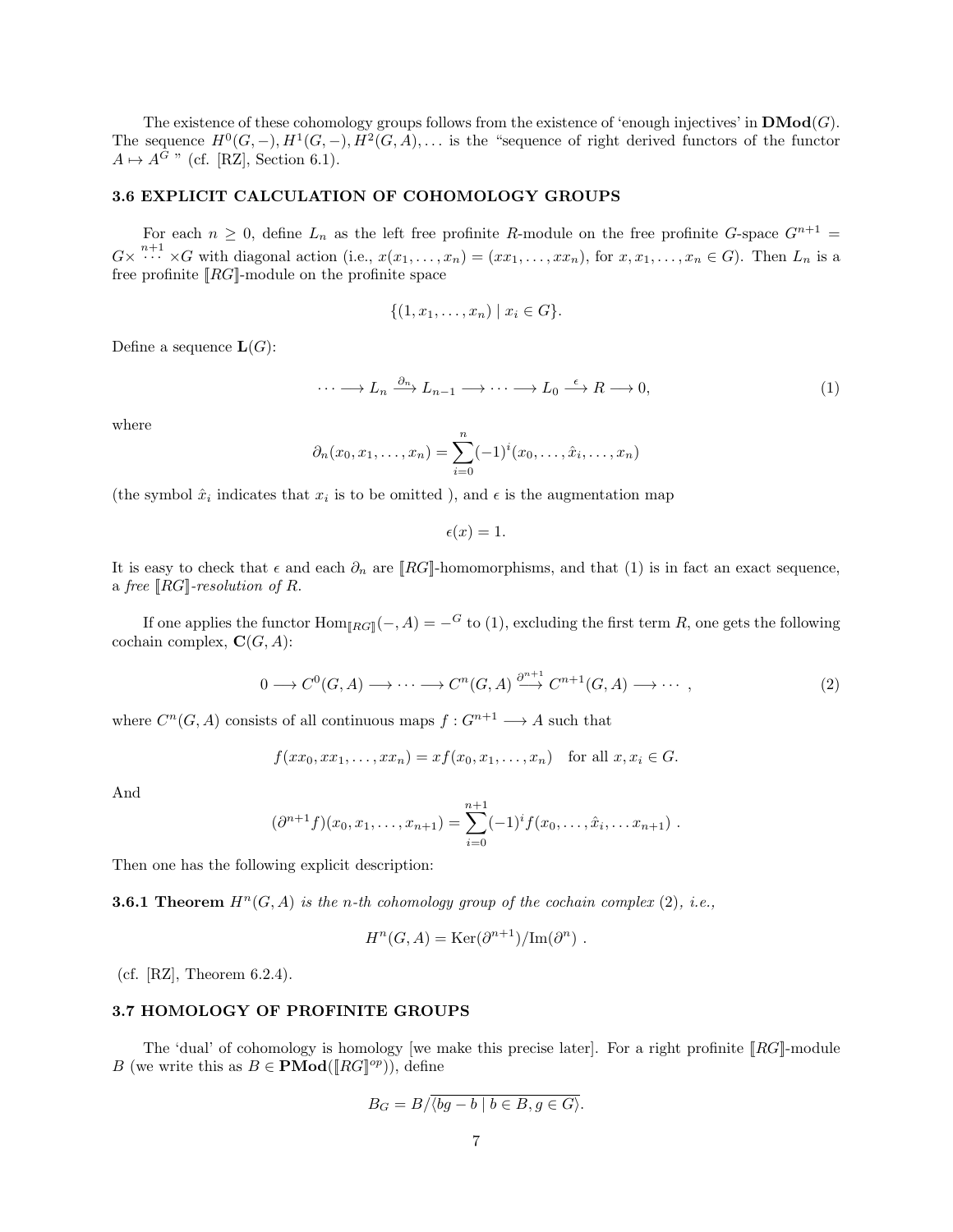The existence of these cohomology groups follows from the existence of 'enough injectives' in $\mathbf{DMod}(G)$. The sequence $H^0(G,-), H^1(G,-), H^2(G,A), \ldots$ is the "sequence of right derived functors of the functor $A \mapsto A^G$ " (cf. [RZ], Section 6.1).

### 3.6 EXPLICIT CALCULATION OF COHOMOLOGY GROUPS

For each $n \geq 0$, define $L_n$ as the left free profinite $R$-module on the free profinite $G$-space $G^{n+1} = G \times \overset{n+1}{\cdots} \times G$ with diagonal action (i.e., $x(x_1, \ldots, x_n) = (xx_1, \ldots, xx_n)$, for $x, x_1, \ldots, x_n \in G$). Then $L_n$ is a free profinite $[\![RG]\!]$-module on the profinite space

$$\{(1, x_1, \ldots, x_n) \mid x_i \in G\}.$$

Define a sequence $\mathbf{L}(G)$:

$$\cdots \longrightarrow L_n \xrightarrow{\partial_n} L_{n-1} \longrightarrow \cdots \longrightarrow L_0 \xrightarrow{\epsilon} R \longrightarrow 0, \tag{1}$$

where

$$\partial_n(x_0, x_1, \ldots, x_n) = \sum_{i=0}^{n} (-1)^i (x_0, \ldots, \hat{x}_i, \ldots, x_n)$$

(the symbol $\hat{x}_i$ indicates that $x_i$ is to be omitted ), and $\epsilon$ is the augmentation map

$$\epsilon(x) = 1.$$

It is easy to check that $\epsilon$ and each $\partial_n$ are $[\![RG]\!]$-homomorphisms, and that (1) is in fact an exact sequence, a *free* $[\![RG]\!]$*-resolution of* $R$.

If one applies the functor $\mathrm{Hom}_{[\![RG]\!]}(-, A) = -^G$ to (1), excluding the first term $R$, one gets the following cochain complex, $\mathbf{C}(G, A)$:

$$0 \longrightarrow C^0(G,A) \longrightarrow \cdots \longrightarrow C^n(G,A) \xrightarrow{\partial^{n+1}} C^{n+1}(G,A) \longrightarrow \cdots \ , \tag{2}$$

where $C^n(G, A)$ consists of all continuous maps $f : G^{n+1} \longrightarrow A$ such that

$$f(xx_0, xx_1, \ldots, xx_n) = xf(x_0, x_1, \ldots, x_n) \quad \text{for all } x, x_i \in G.$$

And

$$(\partial^{n+1} f)(x_0, x_1, \ldots, x_{n+1}) = \sum_{i=0}^{n+1} (-1)^i f(x_0, \ldots, \hat{x}_i, \ldots x_{n+1}) \ .$$

Then one has the following explicit description:

**3.6.1 Theorem** *$H^n(G, A)$ is the $n$-th cohomology group of the cochain complex (2), i.e.,*

$$H^n(G, A) = \mathrm{Ker}(\partial^{n+1}) / \mathrm{Im}(\partial^n) \ .$$

(cf. [RZ], Theorem 6.2.4).

### 3.7 HOMOLOGY OF PROFINITE GROUPS

The 'dual' of cohomology is homology [we make this precise later]. For a right profinite $[\![RG]\!]$-module $B$ (we write this as $B \in \mathbf{PMod}([\![RG]\!]^{op})$), define

$$B_G = B / \overline{\langle bg - b \mid b \in B, g \in G \rangle}.$$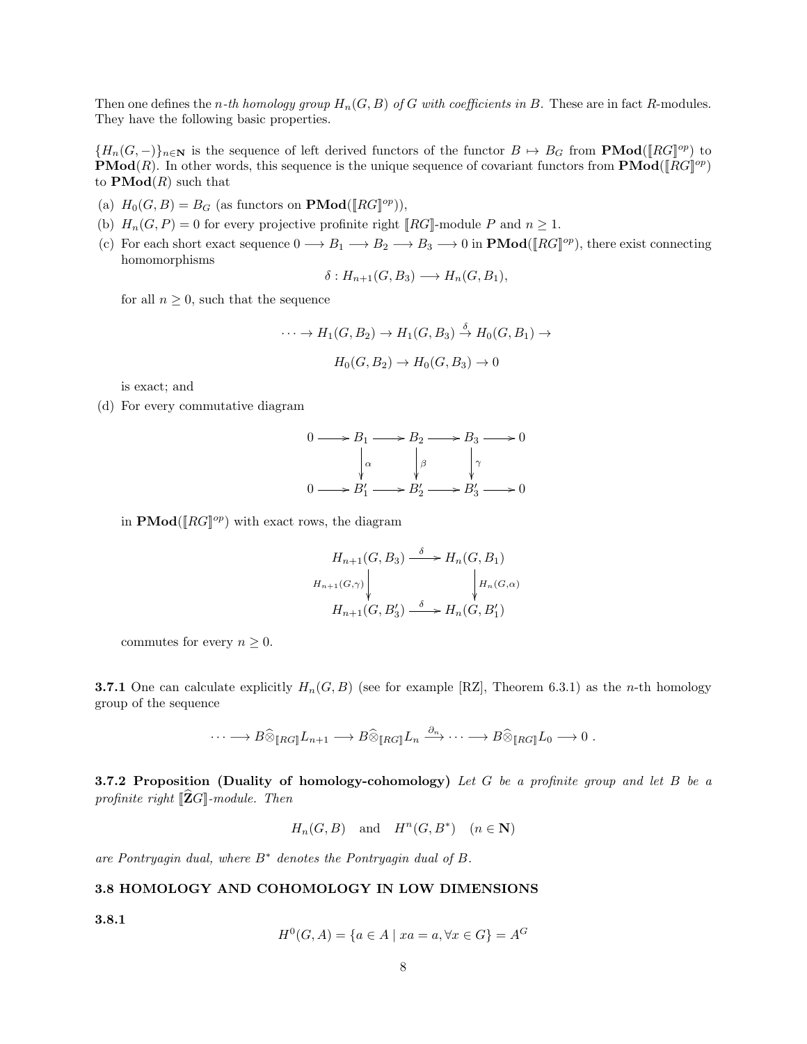Then one defines the *n-th homology group* $H_n(G,B)$ *of* $G$ *with coefficients in* $B$. These are in fact $R$-modules. They have the following basic properties.

$\{H_n(G,-)\}_{n\in\mathbf{N}}$ is the sequence of left derived functors of the functor $B \mapsto B_G$ from $\mathbf{PMod}([\![RG]\!]^{op})$ to $\mathbf{PMod}(R)$. In other words, this sequence is the unique sequence of covariant functors from $\mathbf{PMod}([\![RG]\!]^{op})$ to $\mathbf{PMod}(R)$ such that

(a) $H_0(G,B) = B_G$ (as functors on $\mathbf{PMod}([\![RG]\!]^{op})$),

(b) $H_n(G,P) = 0$ for every projective profinite right $[\![RG]\!]$-module $P$ and $n \geq 1$.

(c) For each short exact sequence $0 \longrightarrow B_1 \longrightarrow B_2 \longrightarrow B_3 \longrightarrow 0$ in $\mathbf{PMod}([\![RG]\!]^{op})$, there exist connecting homomorphisms

$$\delta : H_{n+1}(G,B_3) \longrightarrow H_n(G,B_1),$$

for all $n \geq 0$, such that the sequence

$$\cdots \to H_1(G,B_2) \to H_1(G,B_3) \xrightarrow{\delta} H_0(G,B_1) \to$$

$$H_0(G,B_2) \to H_0(G,B_3) \to 0$$

is exact; and

(d) For every commutative diagram

$$\begin{array}{ccccccccc}
0 & \longrightarrow & B_1 & \longrightarrow & B_2 & \longrightarrow & B_3 & \longrightarrow & 0 \\
 & & \downarrow{\scriptstyle \alpha} & & \downarrow{\scriptstyle \beta} & & \downarrow{\scriptstyle \gamma} & & \\
0 & \longrightarrow & B_1' & \longrightarrow & B_2' & \longrightarrow & B_3' & \longrightarrow & 0
\end{array}$$

in $\mathbf{PMod}([\![RG]\!]^{op})$ with exact rows, the diagram

$$\begin{array}{ccc}
H_{n+1}(G,B_3) & \xrightarrow{\delta} & H_n(G,B_1) \\
{\scriptstyle H_{n+1}(G,\gamma)}\downarrow & & \downarrow{\scriptstyle H_n(G,\alpha)} \\
H_{n+1}(G,B_3') & \xrightarrow{\delta} & H_n(G,B_1')
\end{array}$$

commutes for every $n \geq 0$.

**3.7.1** One can calculate explicitly $H_n(G,B)$ (see for example [RZ], Theorem 6.3.1) as the $n$-th homology group of the sequence

$$\cdots \longrightarrow B\widehat{\otimes}_{[\![RG]\!]}L_{n+1} \longrightarrow B\widehat{\otimes}_{[\![RG]\!]}L_n \xrightarrow{\partial_n} \cdots \longrightarrow B\widehat{\otimes}_{[\![RG]\!]}L_0 \longrightarrow 0\ .$$

**3.7.2 Proposition (Duality of homology-cohomology)** *Let* $G$ *be a profinite group and let* $B$ *be a profinite right* $[\![\widehat{\mathbf{Z}}G]\!]$*-module. Then*

$$H_n(G,B) \quad \text{and} \quad H^n(G,B^*) \quad (n \in \mathbf{N})$$

*are Pontryagin dual, where* $B^*$ *denotes the Pontryagin dual of* $B$.

### 3.8 HOMOLOGY AND COHOMOLOGY IN LOW DIMENSIONS

**3.8.1**

$$H^0(G,A) = \{a \in A \mid xa = a, \forall x \in G\} = A^G$$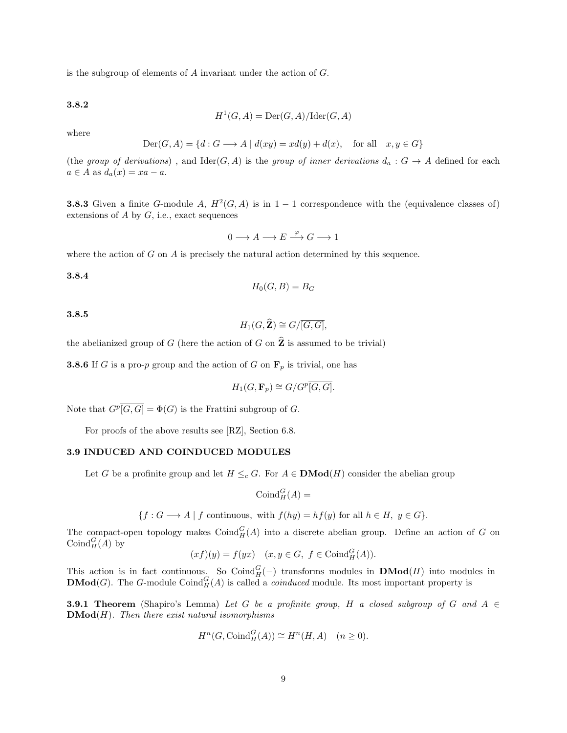is the subgroup of elements of $A$ invariant under the action of $G$.

**3.8.2**

$$H^1(G, A) = \mathrm{Der}(G, A)/\mathrm{Ider}(G, A)$$

where

$$\mathrm{Der}(G, A) = \{d : G \longrightarrow A \mid d(xy) = xd(y) + d(x), \quad \text{for all} \quad x, y \in G\}$$

(the *group of derivations*) , and $\mathrm{Ider}(G, A)$ is the *group of inner derivations* $d_a : G \to A$ defined for each $a \in A$ as $d_a(x) = xa - a$.

**3.8.3** Given a finite $G$-module $A$, $H^2(G, A)$ is in $1-1$ correspondence with the (equivalence classes of) extensions of $A$ by $G$, i.e., exact sequences

$$0 \longrightarrow A \longrightarrow E \stackrel{\varphi}{\longrightarrow} G \longrightarrow 1$$

where the action of $G$ on $A$ is precisely the natural action determined by this sequence.

**3.8.4**

$$H_0(G, B) = B_G$$

**3.8.5**

$$H_1(G, \widehat{\mathbf{Z}}) \cong G/\overline{[G, G]},$$

the abelianized group of $G$ (here the action of $G$ on $\widehat{\mathbf{Z}}$ is assumed to be trivial)

**3.8.6** If $G$ is a pro-$p$ group and the action of $G$ on $\mathbf{F}_p$ is trivial, one has

$$H_1(G, \mathbf{F}_p) \cong G/G^p\overline{[G, G]}.$$

Note that $G^p\overline{[G, G]} = \Phi(G)$ is the Frattini subgroup of $G$.

For proofs of the above results see [RZ], Section 6.8.

### 3.9 INDUCED AND COINDUCED MODULES

Let $G$ be a profinite group and let $H \leq_c G$. For $A \in \mathbf{DMod}(H)$ consider the abelian group

$$\mathrm{Coind}_H^G(A) =$$

$$\{f : G \longrightarrow A \mid f \text{ continuous, with } f(hy) = hf(y) \text{ for all } h \in H,\ y \in G\}.$$

The compact-open topology makes $\mathrm{Coind}_H^G(A)$ into a discrete abelian group. Define an action of $G$ on $\mathrm{Coind}_H^G(A)$ by

$$(xf)(y) = f(yx) \quad (x, y \in G,\ f \in \mathrm{Coind}_H^G(A)).$$

This action is in fact continuous. So $\mathrm{Coind}_H^G(-)$ transforms modules in $\mathbf{DMod}(H)$ into modules in $\mathbf{DMod}(G)$. The $G$-module $\mathrm{Coind}_H^G(A)$ is called a *coinduced* module. Its most important property is

**3.9.1 Theorem** (Shapiro's Lemma) *Let $G$ be a profinite group, $H$ a closed subgroup of $G$ and $A \in \mathbf{DMod}(H)$. Then there exist natural isomorphisms*

$$H^n(G, \mathrm{Coind}_H^G(A)) \cong H^n(H, A) \quad (n \geq 0).$$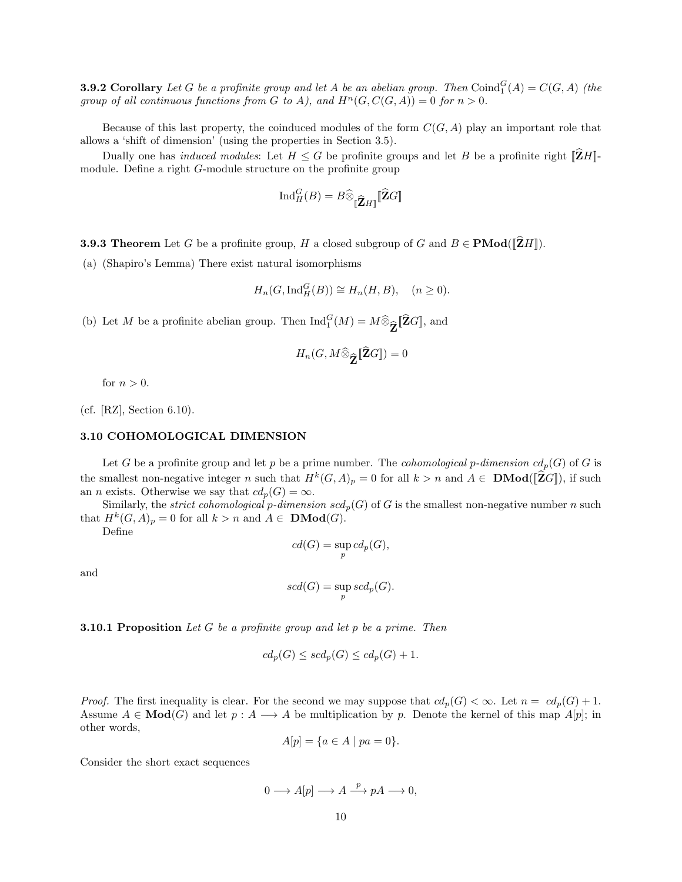**3.9.2 Corollary** *Let $G$ be a profinite group and let $A$ be an abelian group. Then $\mathrm{Coind}_1^G(A) = C(G, A)$ (the group of all continuous functions from $G$ to $A$), and $H^n(G, C(G, A)) = 0$ for $n > 0$.*

Because of this last property, the coinduced modules of the form $C(G, A)$ play an important role that allows a 'shift of dimension' (using the properties in Section 3.5).

Dually one has *induced modules*: Let $H \leq G$ be profinite groups and let $B$ be a profinite right $[\![\widehat{\mathbf{Z}}H]\!]$-module. Define a right $G$-module structure on the profinite group

$$\mathrm{Ind}_H^G(B) = B \widehat{\otimes}_{[\![\widehat{\mathbf{Z}}H]\!]} [\![\widehat{\mathbf{Z}}G]\!]$$

**3.9.3 Theorem** Let $G$ be a profinite group, $H$ a closed subgroup of $G$ and $B \in \mathbf{PMod}([\![\widehat{\mathbf{Z}}H]\!])$.

(a) (Shapiro's Lemma) There exist natural isomorphisms

$$H_n(G, \mathrm{Ind}_H^G(B)) \cong H_n(H, B), \quad (n \geq 0).$$

(b) Let $M$ be a profinite abelian group. Then $\mathrm{Ind}_1^G(M) = M \widehat{\otimes}_{\widehat{\mathbf{Z}}} [\![\widehat{\mathbf{Z}}G]\!]$, and

$$H_n(G, M \widehat{\otimes}_{\widehat{\mathbf{Z}}} [\![\widehat{\mathbf{Z}}G]\!]) = 0$$

for $n > 0$.

(cf. [RZ], Section 6.10).

### 3.10 COHOMOLOGICAL DIMENSION

Let $G$ be a profinite group and let $p$ be a prime number. The *cohomological $p$-dimension* $cd_p(G)$ of $G$ is the smallest non-negative integer $n$ such that $H^k(G, A)_p = 0$ for all $k > n$ and $A \in \mathbf{DMod}([\![\widehat{\mathbf{Z}}G]\!])$, if such an $n$ exists. Otherwise we say that $cd_p(G) = \infty$.

Similarly, the *strict cohomological $p$-dimension* $scd_p(G)$ of $G$ is the smallest non-negative number $n$ such that $H^k(G, A)_p = 0$ for all $k > n$ and $A \in \mathbf{DMod}(G)$.

Define

$$cd(G) = \sup_p cd_p(G),$$

and

$$scd(G) = \sup_p scd_p(G).$$

**3.10.1 Proposition** *Let $G$ be a profinite group and let $p$ be a prime. Then*

$$cd_p(G) \leq scd_p(G) \leq cd_p(G) + 1.$$

*Proof.* The first inequality is clear. For the second we may suppose that $cd_p(G) < \infty$. Let $n = cd_p(G) + 1$. Assume $A \in \mathbf{Mod}(G)$ and let $p : A \longrightarrow A$ be multiplication by $p$. Denote the kernel of this map $A[p]$; in other words,

$$A[p] = \{a \in A \mid pa = 0\}.$$

Consider the short exact sequences

$$0 \longrightarrow A[p] \longrightarrow A \xrightarrow{p} pA \longrightarrow 0,$$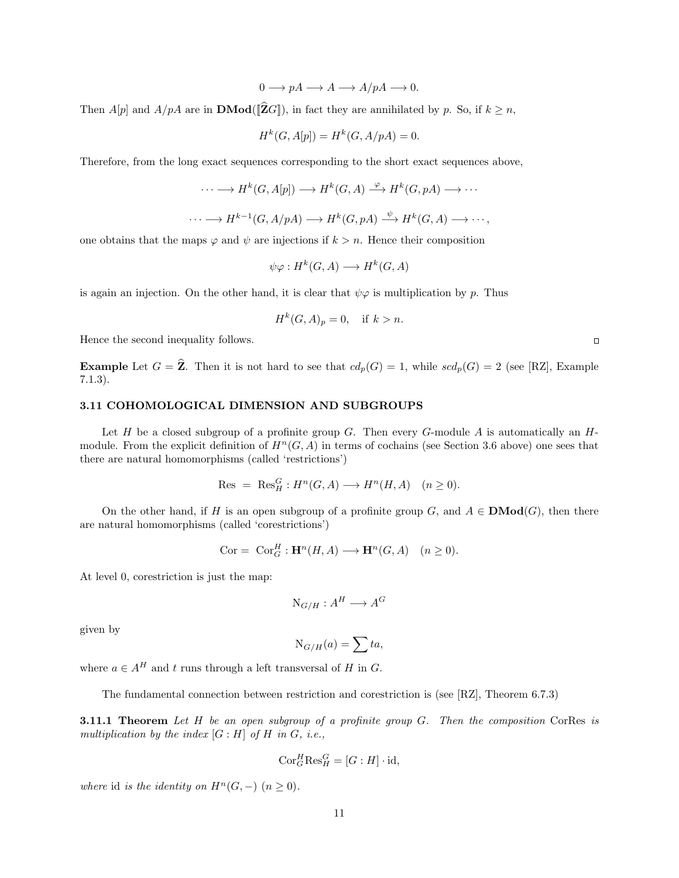$$0 \longrightarrow pA \longrightarrow A \longrightarrow A/pA \longrightarrow 0.$$

Then $A[p]$ and $A/pA$ are in $\mathbf{DMod}([\![\widehat{\mathbf{Z}}G]\!])$, in fact they are annihilated by $p$. So, if $k \geq n$,

$$H^k(G, A[p]) = H^k(G, A/pA) = 0.$$

Therefore, from the long exact sequences corresponding to the short exact sequences above,

$$\cdots \longrightarrow H^k(G, A[p]) \longrightarrow H^k(G, A) \xrightarrow{\varphi} H^k(G, pA) \longrightarrow \cdots$$

$$\cdots \longrightarrow H^{k-1}(G, A/pA) \longrightarrow H^k(G, pA) \xrightarrow{\psi} H^k(G, A) \longrightarrow \cdots,$$

one obtains that the maps $\varphi$ and $\psi$ are injections if $k > n$. Hence their composition

$$\psi\varphi : H^k(G, A) \longrightarrow H^k(G, A)$$

is again an injection. On the other hand, it is clear that $\psi\varphi$ is multiplication by $p$. Thus

$$H^k(G, A)_p = 0, \quad \text{if } k > n.$$

Hence the second inequality follows. □

**Example** Let $G = \widehat{\mathbf{Z}}$. Then it is not hard to see that $cd_p(G) = 1$, while $scd_p(G) = 2$ (see [RZ], Example 7.1.3).

### 3.11 COHOMOLOGICAL DIMENSION AND SUBGROUPS

Let $H$ be a closed subgroup of a profinite group $G$. Then every $G$-module $A$ is automatically an $H$-module. From the explicit definition of $H^n(G, A)$ in terms of cochains (see Section 3.6 above) one sees that there are natural homomorphisms (called 'restrictions')

$$\text{Res} \;=\; \text{Res}^G_H : H^n(G, A) \longrightarrow H^n(H, A) \quad (n \geq 0).$$

On the other hand, if $H$ is an open subgroup of a profinite group $G$, and $A \in \mathbf{DMod}(G)$, then there are natural homomorphisms (called 'corestrictions')

$$\text{Cor} = \text{Cor}^H_G : \mathbf{H}^n(H, A) \longrightarrow \mathbf{H}^n(G, A) \quad (n \geq 0).$$

At level 0, corestriction is just the map:

$$\text{N}_{G/H} : A^H \longrightarrow A^G$$

given by

$$\text{N}_{G/H}(a) = \sum ta,$$

where $a \in A^H$ and $t$ runs through a left transversal of $H$ in $G$.

The fundamental connection between restriction and corestriction is (see [RZ], Theorem 6.7.3)

**3.11.1 Theorem** *Let $H$ be an open subgroup of a profinite group $G$. Then the composition* CorRes *is multiplication by the index $[G : H]$ of $H$ in $G$, i.e.,*

$$\text{Cor}^H_G \text{Res}^G_H = [G : H] \cdot \text{id},$$

*where* id *is the identity on $H^n(G, -)$ $(n \geq 0)$.*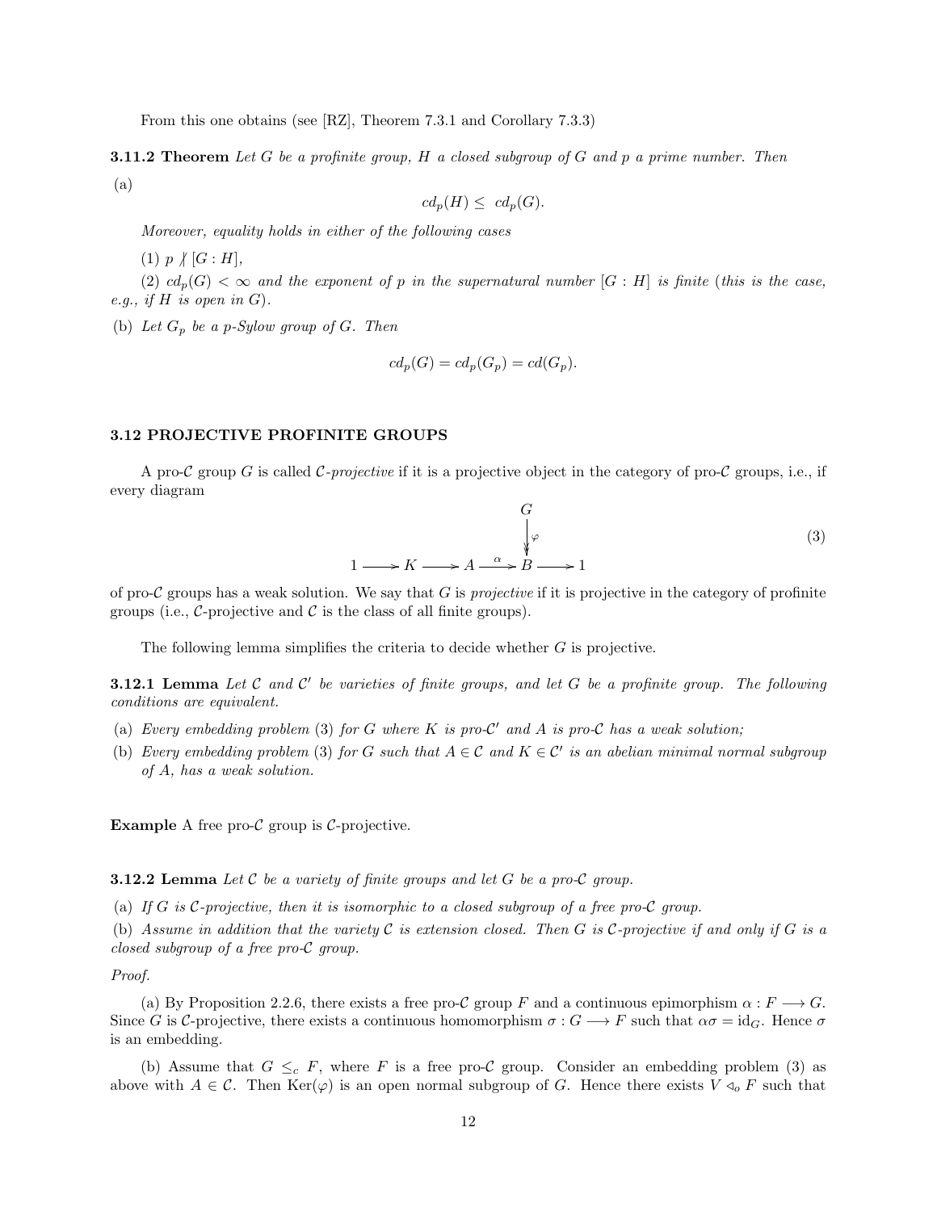From this one obtains (see [RZ], Theorem 7.3.1 and Corollary 7.3.3)

**3.11.2 Theorem** *Let $G$ be a profinite group, $H$ a closed subgroup of $G$ and $p$ a prime number. Then*

(a)

$$cd_p(H) \leq cd_p(G).$$

*Moreover, equality holds in either of the following cases*

(1) $p \nmid [G : H]$,

(2) $cd_p(G) < \infty$ *and the exponent of $p$ in the supernatural number $[G : H]$ is finite (this is the case, e.g., if $H$ is open in $G$).*

(b) *Let $G_p$ be a $p$-Sylow group of $G$. Then*

$$cd_p(G) = cd_p(G_p) = cd(G_p).$$

## 3.12 PROJECTIVE PROFINITE GROUPS

A pro-$\mathcal{C}$ group $G$ is called *$\mathcal{C}$-projective* if it is a projective object in the category of pro-$\mathcal{C}$ groups, i.e., if every diagram

$$\begin{array}{ccccccccc} & & & & & & G & & \\ & & & & & & \downarrow \varphi & & \\ 1 & \longrightarrow & K & \longrightarrow & A & \xrightarrow{\alpha} & B & \longrightarrow & 1 \end{array} \tag{3}$$

of pro-$\mathcal{C}$ groups has a weak solution. We say that $G$ is *projective* if it is projective in the category of profinite groups (i.e., $\mathcal{C}$-projective and $\mathcal{C}$ is the class of all finite groups).

The following lemma simplifies the criteria to decide whether $G$ is projective.

**3.12.1 Lemma** *Let $\mathcal{C}$ and $\mathcal{C}'$ be varieties of finite groups, and let $G$ be a profinite group. The following conditions are equivalent.*

(a) *Every embedding problem (3) for $G$ where $K$ is pro-$\mathcal{C}'$ and $A$ is pro-$\mathcal{C}$ has a weak solution;*

(b) *Every embedding problem (3) for $G$ such that $A \in \mathcal{C}$ and $K \in \mathcal{C}'$ is an abelian minimal normal subgroup of $A$, has a weak solution.*

**Example** A free pro-$\mathcal{C}$ group is $\mathcal{C}$-projective.

**3.12.2 Lemma** *Let $\mathcal{C}$ be a variety of finite groups and let $G$ be a pro-$\mathcal{C}$ group.*

(a) *If $G$ is $\mathcal{C}$-projective, then it is isomorphic to a closed subgroup of a free pro-$\mathcal{C}$ group.*

(b) *Assume in addition that the variety $\mathcal{C}$ is extension closed. Then $G$ is $\mathcal{C}$-projective if and only if $G$ is a closed subgroup of a free pro-$\mathcal{C}$ group.*

*Proof.*

(a) By Proposition 2.2.6, there exists a free pro-$\mathcal{C}$ group $F$ and a continuous epimorphism $\alpha : F \longrightarrow G$. Since $G$ is $\mathcal{C}$-projective, there exists a continuous homomorphism $\sigma : G \longrightarrow F$ such that $\alpha\sigma = \mathrm{id}_G$. Hence $\sigma$ is an embedding.

(b) Assume that $G \leq_c F$, where $F$ is a free pro-$\mathcal{C}$ group. Consider an embedding problem (3) as above with $A \in \mathcal{C}$. Then $\mathrm{Ker}(\varphi)$ is an open normal subgroup of $G$. Hence there exists $V \triangleleft_o F$ such that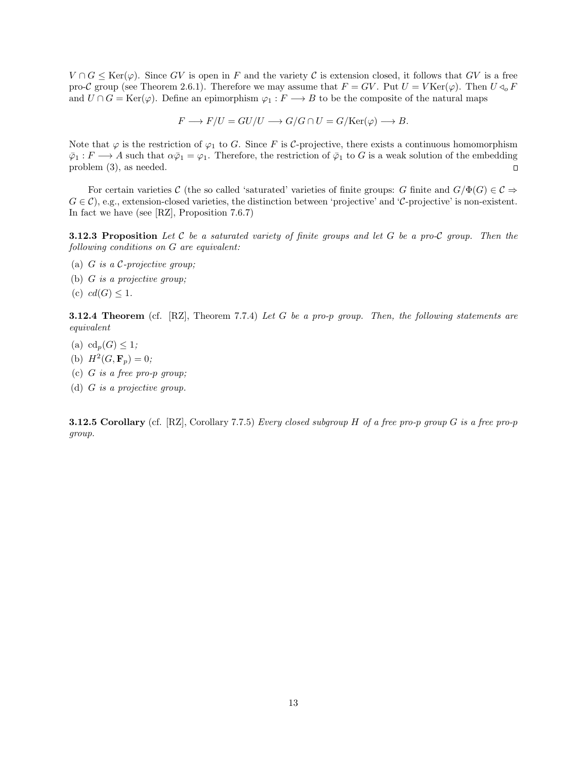$V \cap G \leq \mathrm{Ker}(\varphi)$. Since $GV$ is open in $F$ and the variety $\mathcal{C}$ is extension closed, it follows that $GV$ is a free pro-$\mathcal{C}$ group (see Theorem 2.6.1). Therefore we may assume that $F = GV$. Put $U = V\mathrm{Ker}(\varphi)$. Then $U \triangleleft_o F$ and $U \cap G = \mathrm{Ker}(\varphi)$. Define an epimorphism $\varphi_1 : F \longrightarrow B$ to be the composite of the natural maps

$$F \longrightarrow F/U = GU/U \longrightarrow G/G \cap U = G/\mathrm{Ker}(\varphi) \longrightarrow B.$$

Note that $\varphi$ is the restriction of $\varphi_1$ to $G$. Since $F$ is $\mathcal{C}$-projective, there exists a continuous homomorphism $\bar{\varphi}_1 : F \longrightarrow A$ such that $\alpha\bar{\varphi}_1 = \varphi_1$. Therefore, the restriction of $\bar{\varphi}_1$ to $G$ is a weak solution of the embedding problem (3), as needed. □

For certain varieties $\mathcal{C}$ (the so called 'saturated' varieties of finite groups: $G$ finite and $G/\Phi(G) \in \mathcal{C} \Rightarrow G \in \mathcal{C}$), e.g., extension-closed varieties, the distinction between 'projective' and '$\mathcal{C}$-projective' is non-existent. In fact we have (see [RZ], Proposition 7.6.7)

**3.12.3 Proposition** *Let $\mathcal{C}$ be a saturated variety of finite groups and let $G$ be a pro-$\mathcal{C}$ group. Then the following conditions on $G$ are equivalent:*

(a) *$G$ is a $\mathcal{C}$-projective group;*

(b) *$G$ is a projective group;*

(c) *$cd(G) \leq 1$.*

**3.12.4 Theorem** (cf. [RZ], Theorem 7.7.4) *Let $G$ be a pro-$p$ group. Then, the following statements are equivalent*

(a) *$\mathrm{cd}_p(G) \leq 1$;*

(b) *$H^2(G, \mathbf{F}_p) = 0$;*

(c) *$G$ is a free pro-$p$ group;*

(d) *$G$ is a projective group.*

**3.12.5 Corollary** (cf. [RZ], Corollary 7.7.5) *Every closed subgroup $H$ of a free pro-$p$ group $G$ is a free pro-$p$ group.*